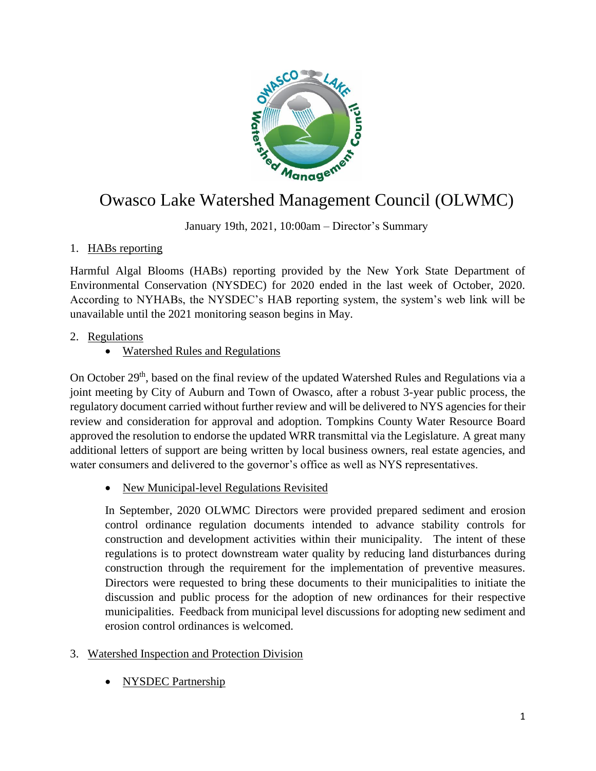# Owasco Lake Watershed Management Council (OLWMC)

January 19th, 2021, 10:00am – Director's Summary

1. HABs reporting

Harmful Algal Blooms (HABs) reporting provided by the New York State Department of Environmental Conservation (NYSDEC) for 2020 ended in the last week of October, 2020. According to NYHABs, the NYSDEC's HAB reporting system, the system's web link will be unavailable until the 2021 monitoring season begins in May.

2. Regulations
   - Watershed Rules and Regulations

On October 29th, based on the final review of the updated Watershed Rules and Regulations via a joint meeting by City of Auburn and Town of Owasco, after a robust 3-year public process, the regulatory document carried without further review and will be delivered to NYS agencies for their review and consideration for approval and adoption. Tompkins County Water Resource Board approved the resolution to endorse the updated WRR transmittal via the Legislature. A great many additional letters of support are being written by local business owners, real estate agencies, and water consumers and delivered to the governor's office as well as NYS representatives.

   - New Municipal-level Regulations Revisited

   In September, 2020 OLWMC Directors were provided prepared sediment and erosion control ordinance regulation documents intended to advance stability controls for construction and development activities within their municipality. The intent of these regulations is to protect downstream water quality by reducing land disturbances during construction through the requirement for the implementation of preventive measures. Directors were requested to bring these documents to their municipalities to initiate the discussion and public process for the adoption of new ordinances for their respective municipalities. Feedback from municipal level discussions for adopting new sediment and erosion control ordinances is welcomed.

3. Watershed Inspection and Protection Division
   - NYSDEC Partnership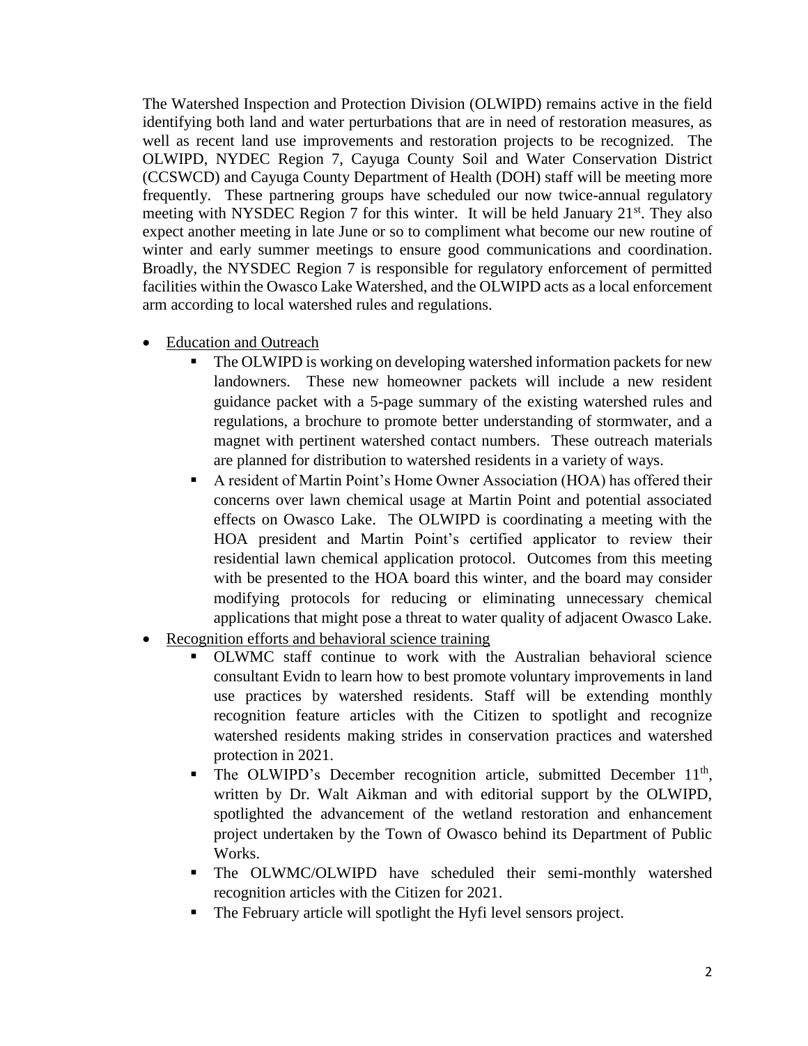The Watershed Inspection and Protection Division (OLWIPD) remains active in the field identifying both land and water perturbations that are in need of restoration measures, as well as recent land use improvements and restoration projects to be recognized. The OLWIPD, NYDEC Region 7, Cayuga County Soil and Water Conservation District (CCSWCD) and Cayuga County Department of Health (DOH) staff will be meeting more frequently. These partnering groups have scheduled our now twice-annual regulatory meeting with NYSDEC Region 7 for this winter. It will be held January 21st. They also expect another meeting in late June or so to compliment what become our new routine of winter and early summer meetings to ensure good communications and coordination. Broadly, the NYSDEC Region 7 is responsible for regulatory enforcement of permitted facilities within the Owasco Lake Watershed, and the OLWIPD acts as a local enforcement arm according to local watershed rules and regulations.

- <u>Education and Outreach</u>
  - The OLWIPD is working on developing watershed information packets for new landowners. These new homeowner packets will include a new resident guidance packet with a 5-page summary of the existing watershed rules and regulations, a brochure to promote better understanding of stormwater, and a magnet with pertinent watershed contact numbers. These outreach materials are planned for distribution to watershed residents in a variety of ways.
  - A resident of Martin Point's Home Owner Association (HOA) has offered their concerns over lawn chemical usage at Martin Point and potential associated effects on Owasco Lake. The OLWIPD is coordinating a meeting with the HOA president and Martin Point's certified applicator to review their residential lawn chemical application protocol. Outcomes from this meeting with be presented to the HOA board this winter, and the board may consider modifying protocols for reducing or eliminating unnecessary chemical applications that might pose a threat to water quality of adjacent Owasco Lake.
- <u>Recognition efforts and behavioral science training</u>
  - OLWMC staff continue to work with the Australian behavioral science consultant Evidn to learn how to best promote voluntary improvements in land use practices by watershed residents. Staff will be extending monthly recognition feature articles with the Citizen to spotlight and recognize watershed residents making strides in conservation practices and watershed protection in 2021.
  - The OLWIPD's December recognition article, submitted December 11th, written by Dr. Walt Aikman and with editorial support by the OLWIPD, spotlighted the advancement of the wetland restoration and enhancement project undertaken by the Town of Owasco behind its Department of Public Works.
  - The OLWMC/OLWIPD have scheduled their semi-monthly watershed recognition articles with the Citizen for 2021.
  - The February article will spotlight the Hyfi level sensors project.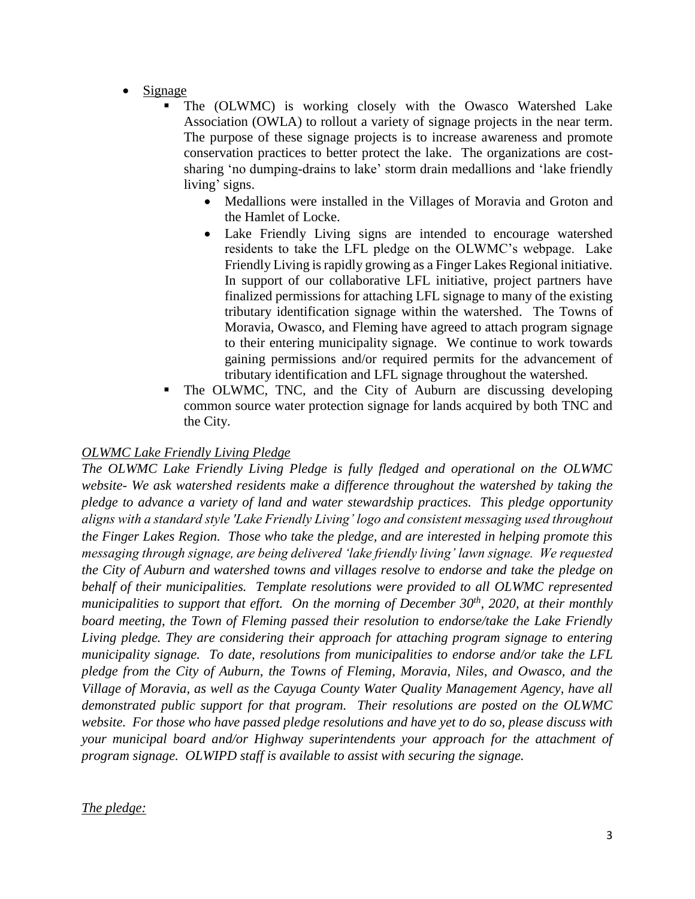- <u>Signage</u>
  - The (OLWMC) is working closely with the Owasco Watershed Lake Association (OWLA) to rollout a variety of signage projects in the near term. The purpose of these signage projects is to increase awareness and promote conservation practices to better protect the lake. The organizations are cost-sharing 'no dumping-drains to lake' storm drain medallions and 'lake friendly living' signs.
    - Medallions were installed in the Villages of Moravia and Groton and the Hamlet of Locke.
    - Lake Friendly Living signs are intended to encourage watershed residents to take the LFL pledge on the OLWMC's webpage. Lake Friendly Living is rapidly growing as a Finger Lakes Regional initiative. In support of our collaborative LFL initiative, project partners have finalized permissions for attaching LFL signage to many of the existing tributary identification signage within the watershed. The Towns of Moravia, Owasco, and Fleming have agreed to attach program signage to their entering municipality signage. We continue to work towards gaining permissions and/or required permits for the advancement of tributary identification and LFL signage throughout the watershed.
  - The OLWMC, TNC, and the City of Auburn are discussing developing common source water protection signage for lands acquired by both TNC and the City.

*<u>OLWMC Lake Friendly Living Pledge</u>*

*The OLWMC Lake Friendly Living Pledge is fully fledged and operational on the OLWMC website- We ask watershed residents make a difference throughout the watershed by taking the pledge to advance a variety of land and water stewardship practices. This pledge opportunity aligns with a standard style 'Lake Friendly Living' logo and consistent messaging used throughout the Finger Lakes Region. Those who take the pledge, and are interested in helping promote this messaging through signage, are being delivered 'lake friendly living' lawn signage. We requested the City of Auburn and watershed towns and villages resolve to endorse and take the pledge on behalf of their municipalities. Template resolutions were provided to all OLWMC represented municipalities to support that effort. On the morning of December 30th, 2020, at their monthly board meeting, the Town of Fleming passed their resolution to endorse/take the Lake Friendly Living pledge. They are considering their approach for attaching program signage to entering municipality signage. To date, resolutions from municipalities to endorse and/or take the LFL pledge from the City of Auburn, the Towns of Fleming, Moravia, Niles, and Owasco, and the Village of Moravia, as well as the Cayuga County Water Quality Management Agency, have all demonstrated public support for that program. Their resolutions are posted on the OLWMC website. For those who have passed pledge resolutions and have yet to do so, please discuss with your municipal board and/or Highway superintendents your approach for the attachment of program signage. OLWIPD staff is available to assist with securing the signage.*

*<u>The pledge:</u>*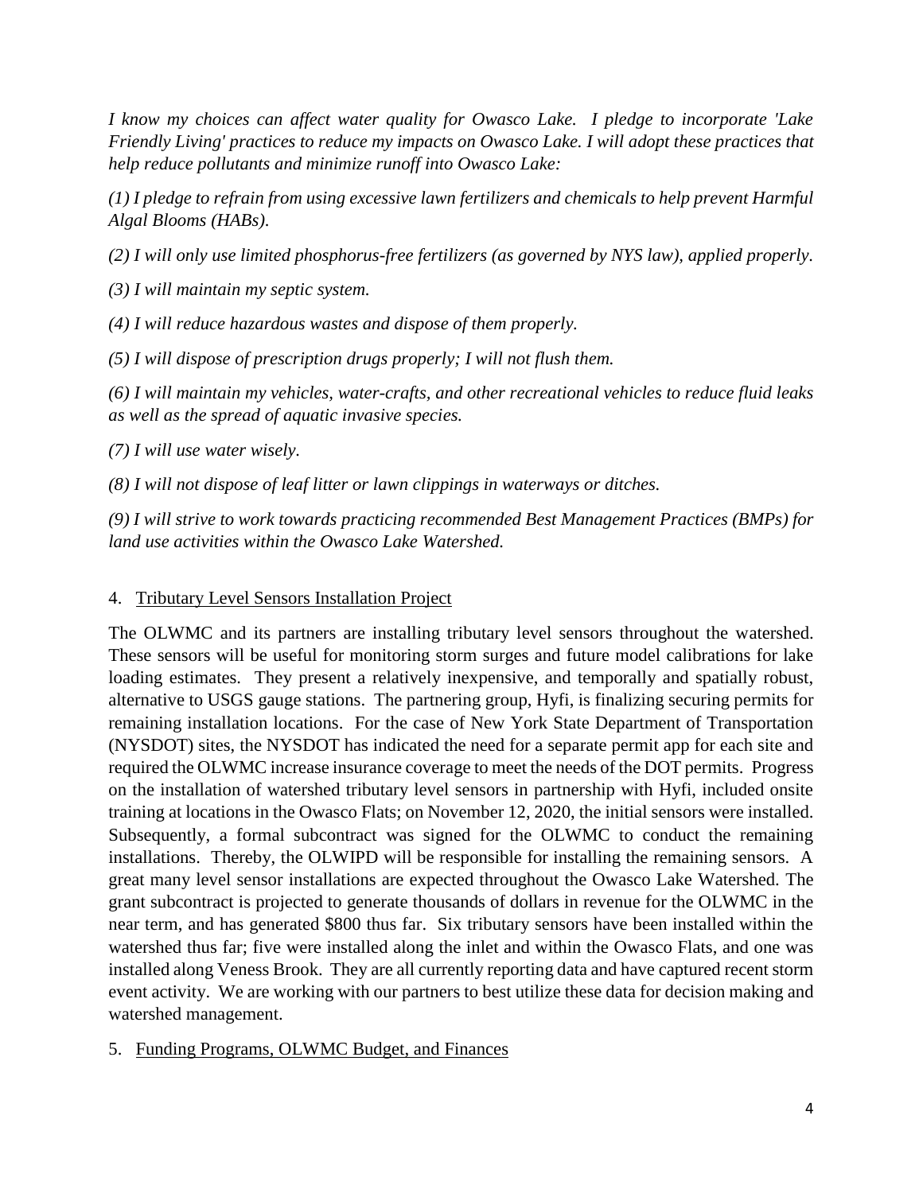*I know my choices can affect water quality for Owasco Lake. I pledge to incorporate 'Lake Friendly Living' practices to reduce my impacts on Owasco Lake. I will adopt these practices that help reduce pollutants and minimize runoff into Owasco Lake:*

*(1) I pledge to refrain from using excessive lawn fertilizers and chemicals to help prevent Harmful Algal Blooms (HABs).*

*(2) I will only use limited phosphorus-free fertilizers (as governed by NYS law), applied properly.*

*(3) I will maintain my septic system.*

*(4) I will reduce hazardous wastes and dispose of them properly.*

*(5) I will dispose of prescription drugs properly; I will not flush them.*

*(6) I will maintain my vehicles, water-crafts, and other recreational vehicles to reduce fluid leaks as well as the spread of aquatic invasive species.*

*(7) I will use water wisely.*

*(8) I will not dispose of leaf litter or lawn clippings in waterways or ditches.*

*(9) I will strive to work towards practicing recommended Best Management Practices (BMPs) for land use activities within the Owasco Lake Watershed.*

4. <u>Tributary Level Sensors Installation Project</u>

The OLWMC and its partners are installing tributary level sensors throughout the watershed. These sensors will be useful for monitoring storm surges and future model calibrations for lake loading estimates. They present a relatively inexpensive, and temporally and spatially robust, alternative to USGS gauge stations. The partnering group, Hyfi, is finalizing securing permits for remaining installation locations. For the case of New York State Department of Transportation (NYSDOT) sites, the NYSDOT has indicated the need for a separate permit app for each site and required the OLWMC increase insurance coverage to meet the needs of the DOT permits. Progress on the installation of watershed tributary level sensors in partnership with Hyfi, included onsite training at locations in the Owasco Flats; on November 12, 2020, the initial sensors were installed. Subsequently, a formal subcontract was signed for the OLWMC to conduct the remaining installations. Thereby, the OLWIPD will be responsible for installing the remaining sensors. A great many level sensor installations are expected throughout the Owasco Lake Watershed. The grant subcontract is projected to generate thousands of dollars in revenue for the OLWMC in the near term, and has generated \$800 thus far. Six tributary sensors have been installed within the watershed thus far; five were installed along the inlet and within the Owasco Flats, and one was installed along Veness Brook. They are all currently reporting data and have captured recent storm event activity. We are working with our partners to best utilize these data for decision making and watershed management.

5. <u>Funding Programs, OLWMC Budget, and Finances</u>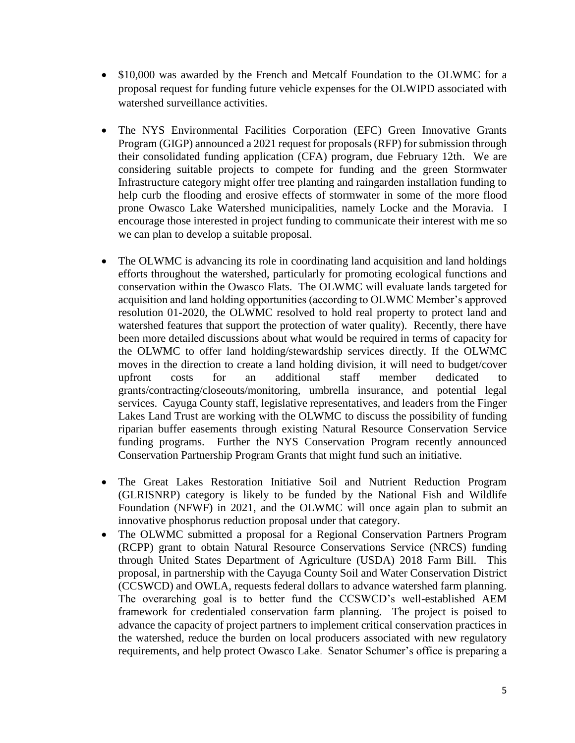- $10,000 was awarded by the French and Metcalf Foundation to the OLWMC for a proposal request for funding future vehicle expenses for the OLWIPD associated with watershed surveillance activities.

- The NYS Environmental Facilities Corporation (EFC) Green Innovative Grants Program (GIGP) announced a 2021 request for proposals (RFP) for submission through their consolidated funding application (CFA) program, due February 12th. We are considering suitable projects to compete for funding and the green Stormwater Infrastructure category might offer tree planting and raingarden installation funding to help curb the flooding and erosive effects of stormwater in some of the more flood prone Owasco Lake Watershed municipalities, namely Locke and the Moravia. I encourage those interested in project funding to communicate their interest with me so we can plan to develop a suitable proposal.

- The OLWMC is advancing its role in coordinating land acquisition and land holdings efforts throughout the watershed, particularly for promoting ecological functions and conservation within the Owasco Flats. The OLWMC will evaluate lands targeted for acquisition and land holding opportunities (according to OLWMC Member's approved resolution 01-2020, the OLWMC resolved to hold real property to protect land and watershed features that support the protection of water quality). Recently, there have been more detailed discussions about what would be required in terms of capacity for the OLWMC to offer land holding/stewardship services directly. If the OLWMC moves in the direction to create a land holding division, it will need to budget/cover upfront costs for an additional staff member dedicated to grants/contracting/closeouts/monitoring, umbrella insurance, and potential legal services. Cayuga County staff, legislative representatives, and leaders from the Finger Lakes Land Trust are working with the OLWMC to discuss the possibility of funding riparian buffer easements through existing Natural Resource Conservation Service funding programs. Further the NYS Conservation Program recently announced Conservation Partnership Program Grants that might fund such an initiative.

- The Great Lakes Restoration Initiative Soil and Nutrient Reduction Program (GLRISNRP) category is likely to be funded by the National Fish and Wildlife Foundation (NFWF) in 2021, and the OLWMC will once again plan to submit an innovative phosphorus reduction proposal under that category.
- The OLWMC submitted a proposal for a Regional Conservation Partners Program (RCPP) grant to obtain Natural Resource Conservations Service (NRCS) funding through United States Department of Agriculture (USDA) 2018 Farm Bill. This proposal, in partnership with the Cayuga County Soil and Water Conservation District (CCSWCD) and OWLA, requests federal dollars to advance watershed farm planning. The overarching goal is to better fund the CCSWCD's well-established AEM framework for credentialed conservation farm planning. The project is poised to advance the capacity of project partners to implement critical conservation practices in the watershed, reduce the burden on local producers associated with new regulatory requirements, and help protect Owasco Lake. Senator Schumer's office is preparing a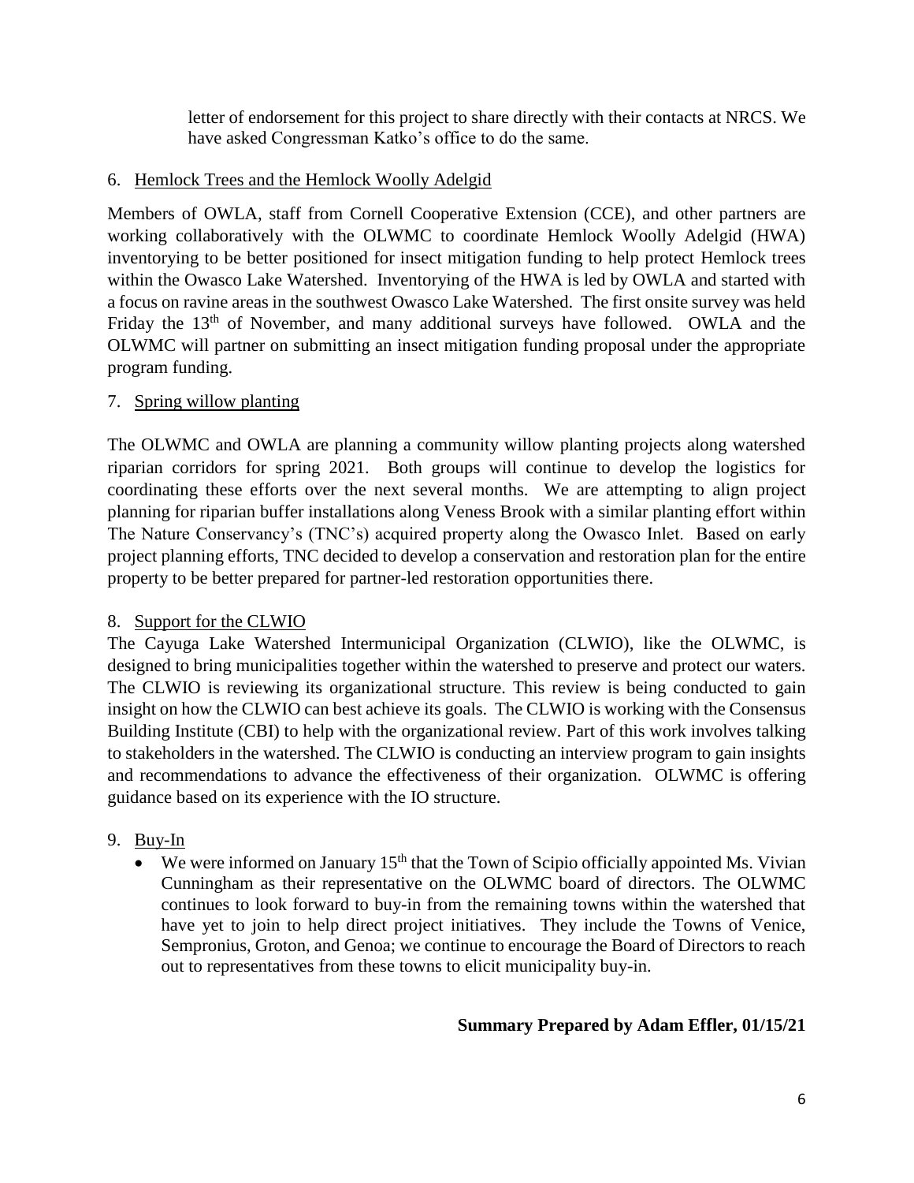letter of endorsement for this project to share directly with their contacts at NRCS. We have asked Congressman Katko's office to do the same.

6. Hemlock Trees and the Hemlock Woolly Adelgid

Members of OWLA, staff from Cornell Cooperative Extension (CCE), and other partners are working collaboratively with the OLWMC to coordinate Hemlock Woolly Adelgid (HWA) inventorying to be better positioned for insect mitigation funding to help protect Hemlock trees within the Owasco Lake Watershed. Inventorying of the HWA is led by OWLA and started with a focus on ravine areas in the southwest Owasco Lake Watershed. The first onsite survey was held Friday the 13th of November, and many additional surveys have followed. OWLA and the OLWMC will partner on submitting an insect mitigation funding proposal under the appropriate program funding.

7. Spring willow planting

The OLWMC and OWLA are planning a community willow planting projects along watershed riparian corridors for spring 2021. Both groups will continue to develop the logistics for coordinating these efforts over the next several months. We are attempting to align project planning for riparian buffer installations along Veness Brook with a similar planting effort within The Nature Conservancy's (TNC's) acquired property along the Owasco Inlet. Based on early project planning efforts, TNC decided to develop a conservation and restoration plan for the entire property to be better prepared for partner-led restoration opportunities there.

8. Support for the CLWIO

The Cayuga Lake Watershed Intermunicipal Organization (CLWIO), like the OLWMC, is designed to bring municipalities together within the watershed to preserve and protect our waters. The CLWIO is reviewing its organizational structure. This review is being conducted to gain insight on how the CLWIO can best achieve its goals. The CLWIO is working with the Consensus Building Institute (CBI) to help with the organizational review. Part of this work involves talking to stakeholders in the watershed. The CLWIO is conducting an interview program to gain insights and recommendations to advance the effectiveness of their organization. OLWMC is offering guidance based on its experience with the IO structure.

9. Buy-In

- We were informed on January 15th that the Town of Scipio officially appointed Ms. Vivian Cunningham as their representative on the OLWMC board of directors. The OLWMC continues to look forward to buy-in from the remaining towns within the watershed that have yet to join to help direct project initiatives. They include the Towns of Venice, Sempronius, Groton, and Genoa; we continue to encourage the Board of Directors to reach out to representatives from these towns to elicit municipality buy-in.

**Summary Prepared by Adam Effler, 01/15/21**